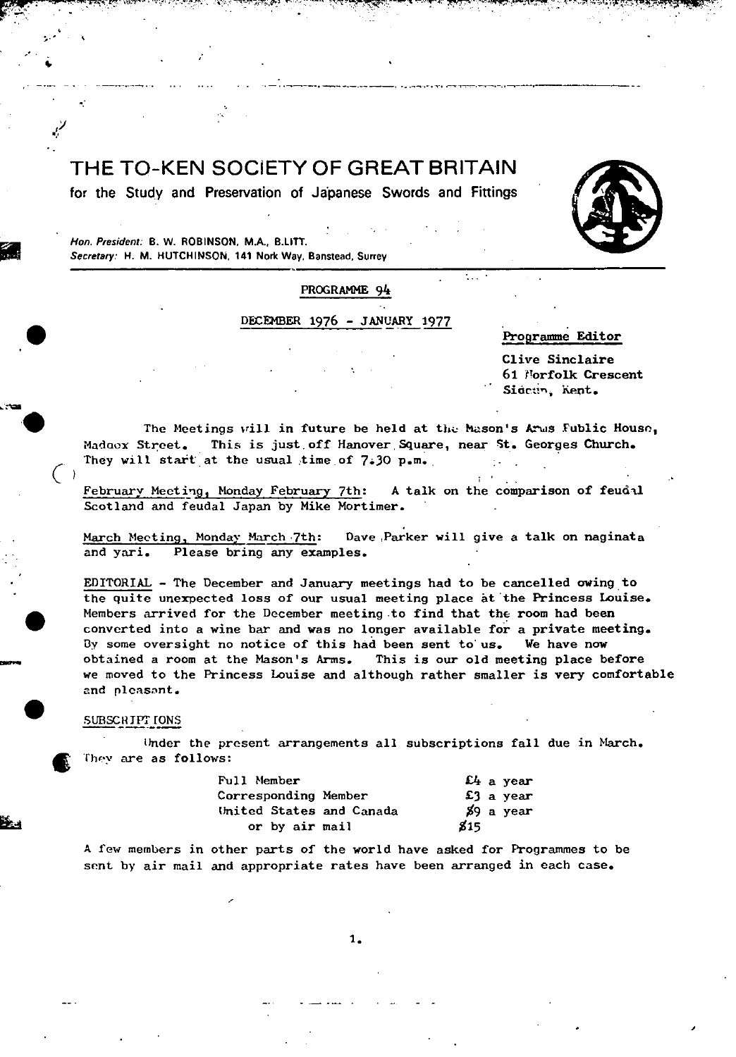# THE TO-KEN SOCIETY OF GREAT BRITAIN

for the Study and Preservation of Japanese Swords and Fittings

*Hon. President:* B. W. ROBINSON, M.A., B.LITT.
*Secretary:* H. M. HUTCHINSON, 141 Nork Way, Banstead, Surrey

PROGRAMME 94

DECEMBER 1976 - JANUARY 1977

Programme Editor

Clive Sinclaire
61 Norfolk Crescent
Sidcup, Kent.

The Meetings will in future be held at the Mason's Arms Public House, Maddox Street. This is just off Hanover Square, near St. Georges Church. They will start at the usual time of 7.30 p.m.

February Meeting, Monday February 7th: A talk on the comparison of feudal Scotland and feudal Japan by Mike Mortimer.

March Meeting, Monday March 7th: Dave Parker will give a talk on naginata and yari. Please bring any examples.

EDITORIAL - The December and January meetings had to be cancelled owing to the quite unexpected loss of our usual meeting place at the Princess Louise. Members arrived for the December meeting to find that the room had been converted into a wine bar and was no longer available for a private meeting. By some oversight no notice of this had been sent to us. We have now obtained a room at the Mason's Arms. This is our old meeting place before we moved to the Princess Louise and although rather smaller is very comfortable and pleasant.

SUBSCRIPTIONS

Under the present arrangements all subscriptions fall due in March. They are as follows:

| | |
|---|---|
| Full Member | £4 a year |
| Corresponding Member | £3 a year |
| United States and Canada | $9 a year |
| or by air mail | $15 |

A few members in other parts of the world have asked for Programmes to be sent by air mail and appropriate rates have been arranged in each case.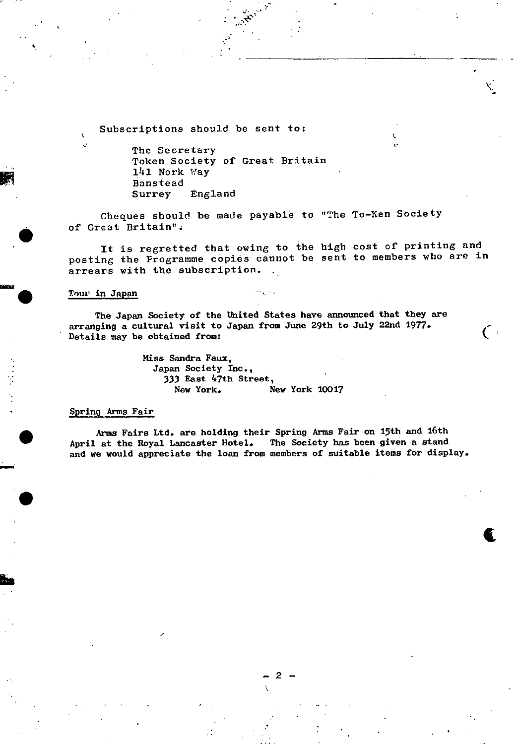Subscriptions should be sent to:

The Secretary
Token Society of Great Britain
141 Nork Way
Banstead
Surrey England

Cheques should be made payable to "The To-Ken Society of Great Britain".

It is regretted that owing to the high cost of printing and posting the Programme copies cannot be sent to members who are in arrears with the subscription.

## Tour in Japan

The Japan Society of the United States have announced that they are arranging a cultural visit to Japan from June 29th to July 22nd 1977. Details may be obtained from:

Miss Sandra Faux,
Japan Society Inc.,
333 East 47th Street,
New York. New York 10017

## Spring Arms Fair

Arms Fairs Ltd. are holding their Spring Arms Fair on 15th and 16th April at the Royal Lancaster Hotel. The Society has been given a stand and we would appreciate the loan from members of suitable items for display.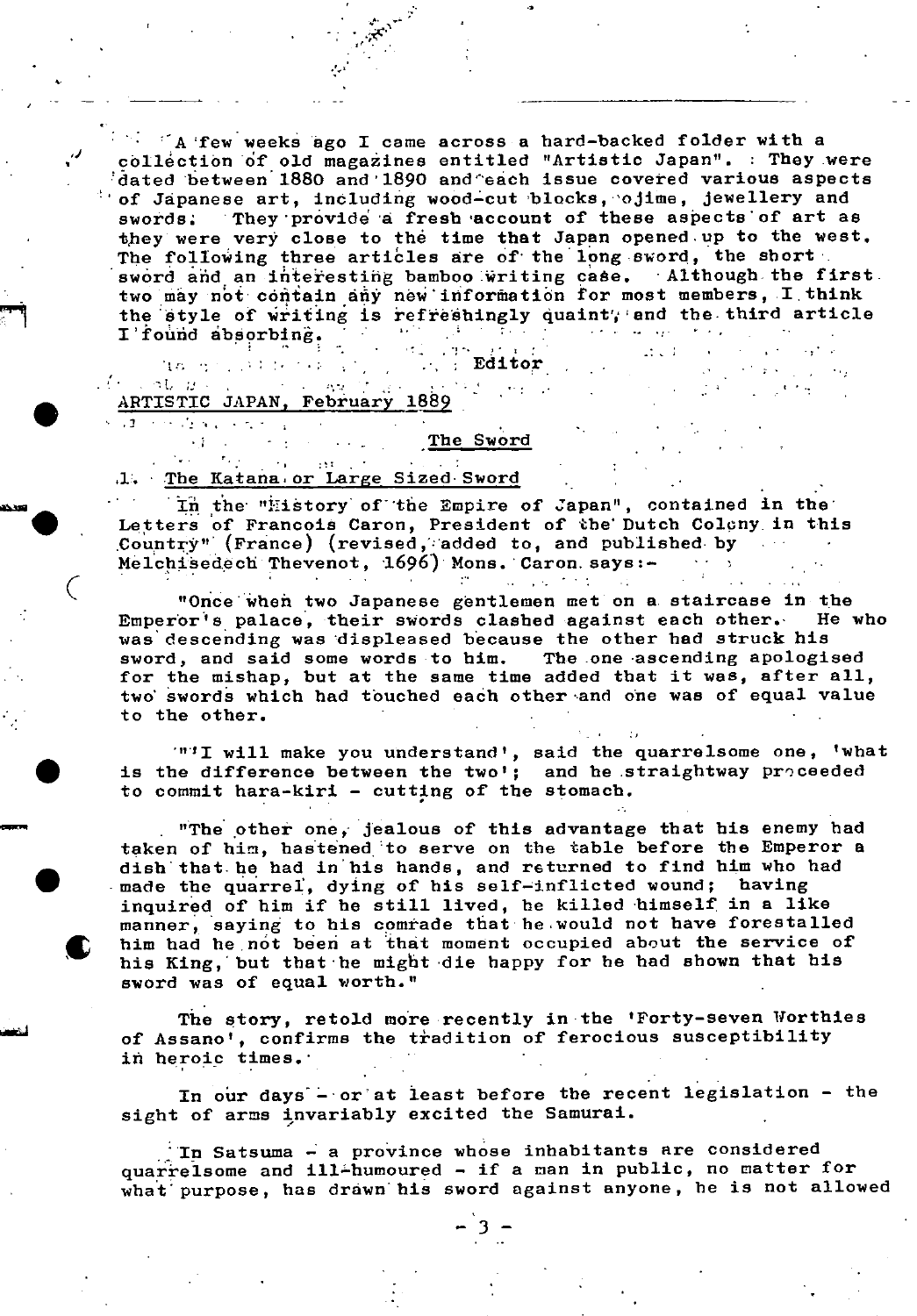A few weeks ago I came across a hard-backed folder with a collection of old magazines entitled "Artistic Japan". They were dated between 1880 and 1890 and each issue covered various aspects of Japanese art, including wood-cut blocks, ojime, jewellery and swords. They provide a fresh account of these aspects of art as they were very close to the time that Japan opened up to the west. The following three articles are of the long sword, the short sword and an interesting bamboo writing case. Although the first two may not contain any new information for most members, I think the style of writing is refreshingly quaint, and the third article I found absorbing.

Editor

ARTISTIC JAPAN, February 1889

## The Sword

### 1. The Katana or Large Sized Sword

In the "History of the Empire of Japan", contained in the Letters of Francois Caron, President of the Dutch Colony in this Country" (France) (revised, added to, and published by Melchisedech Thevenot, 1696) Mons. Caron says:-

"Once when two Japanese gentlemen met on a staircase in the Emperor's palace, their swords clashed against each other. He who was descending was displeased because the other had struck his sword, and said some words to him. The one ascending apologised for the mishap, but at the same time added that it was, after all, two swords which had touched each other and one was of equal value to the other.

"'I will make you understand', said the quarrelsome one, 'what is the difference between the two'; and he straightway proceeded to commit hara-kiri - cutting of the stomach.

"The other one, jealous of this advantage that his enemy had taken of him, hastened to serve on the table before the Emperor a dish that he had in his hands, and returned to find him who had made the quarrel, dying of his self-inflicted wound; having inquired of him if he still lived, he killed himself in a like manner, saying to his comrade that he would not have forestalled him had he not been at that moment occupied about the service of his King, but that he might die happy for he had shown that his sword was of equal worth."

The story, retold more recently in the 'Forty-seven Worthies of Assano', confirms the tradition of ferocious susceptibility in heroic times.

In our days - or at least before the recent legislation - the sight of arms invariably excited the Samurai.

In Satsuma - a province whose inhabitants are considered quarrelsome and ill-humoured - if a man in public, no matter for what purpose, has drawn his sword against anyone, he is not allowed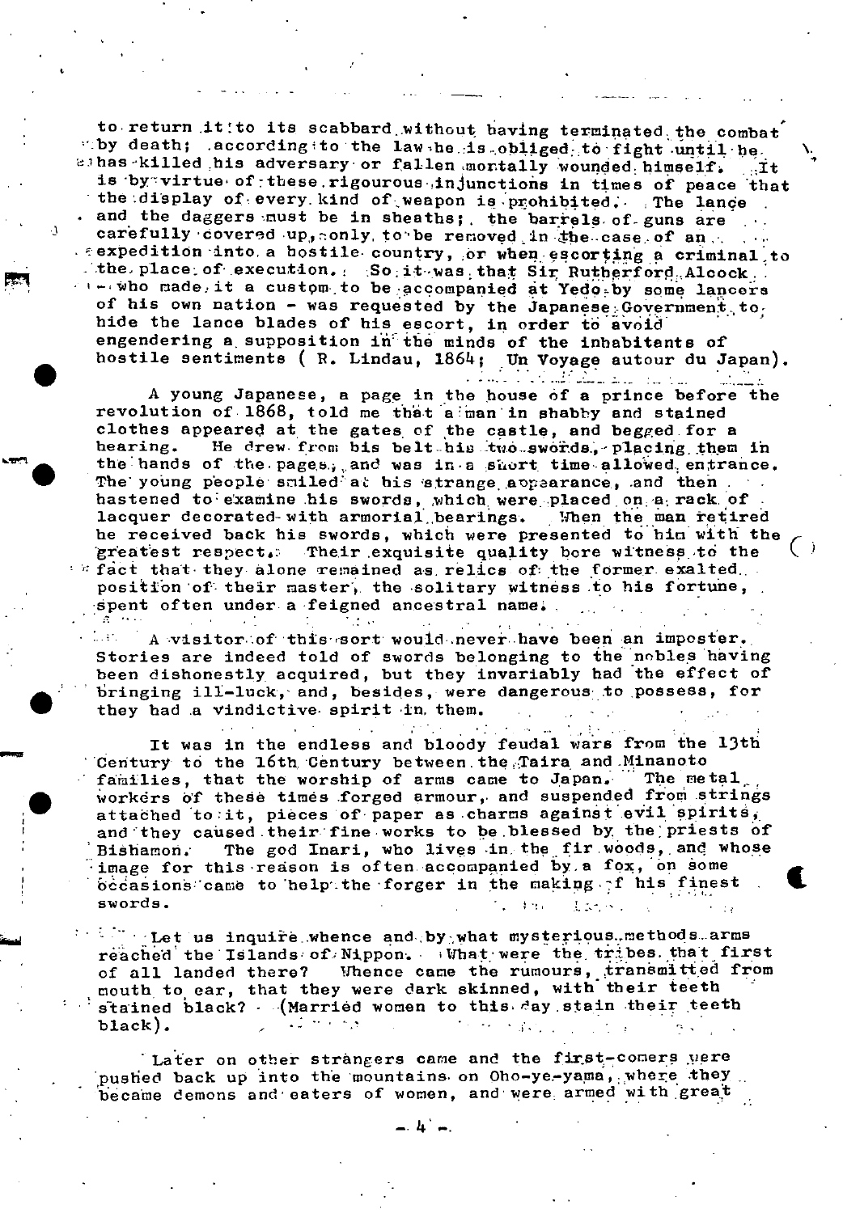to return it to its scabbard without having terminated the combat by death; according to the law he is obliged to fight until he has killed his adversary or fallen mortally wounded himself. It is by virtue of these rigourous injunctions in times of peace that the display of every kind of weapon is prohibited. The lance and the daggers must be in sheaths; the barrels of guns are carefully covered up, only to be removed in the case of an expedition into a hostile country, or when escorting a criminal to the place of execution. So it was that Sir Rutherford Alcock - who made it a custom to be accompanied at Yedo by some lancers of his own nation - was requested by the Japanese Government to hide the lance blades of his escort, in order to avoid engendering a supposition in the minds of the inhabitants of hostile sentiments ( R. Lindau, 1864; Un Voyage autour du Japan).

A young Japanese, a page in the house of a prince before the revolution of 1868, told me that a man in shabby and stained clothes appeared at the gates of the castle, and begged for a hearing. He drew from his belt his two swords, placing them in the hands of the pages, and was in a short time allowed entrance. The young people smiled at his strange appearance, and then hastened to examine his swords, which were placed on a rack of lacquer decorated with armorial bearings. When the man retired he received back his swords, which were presented to him with the greatest respect. Their exquisite quality bore witness to the fact that they alone remained as relics of the former exalted position of their master, the solitary witness to his fortune, spent often under a feigned ancestral name.

A visitor of this sort would never have been an imposter. Stories are indeed told of swords belonging to the nobles having been dishonestly acquired, but they invariably had the effect of bringing ill-luck, and, besides, were dangerous to possess, for they had a vindictive spirit in them.

It was in the endless and bloody feudal wars from the 13th Century to the 16th Century between the Taira and Minanoto families, that the worship of arms came to Japan. The metal workers of these times forged armour, and suspended from strings attached to it, pieces of paper as charms against evil spirits, and they caused their fine works to be blessed by the priests of Bishamon. The god Inari, who lives in the fir woods, and whose image for this reason is often accompanied by a fox, on some occasions came to help the forger in the making of his finest swords.

Let us inquire whence and by what mysterious methods arms reached the Islands of Nippon. What were the tribes that first of all landed there? Whence came the rumours, transmitted from mouth to ear, that they were dark skinned, with their teeth stained black? (Married women to this day stain their teeth black).

Later on other strangers came and the first-comers were pushed back up into the mountains on Oho-ye-yama, where they became demons and eaters of women, and were armed with great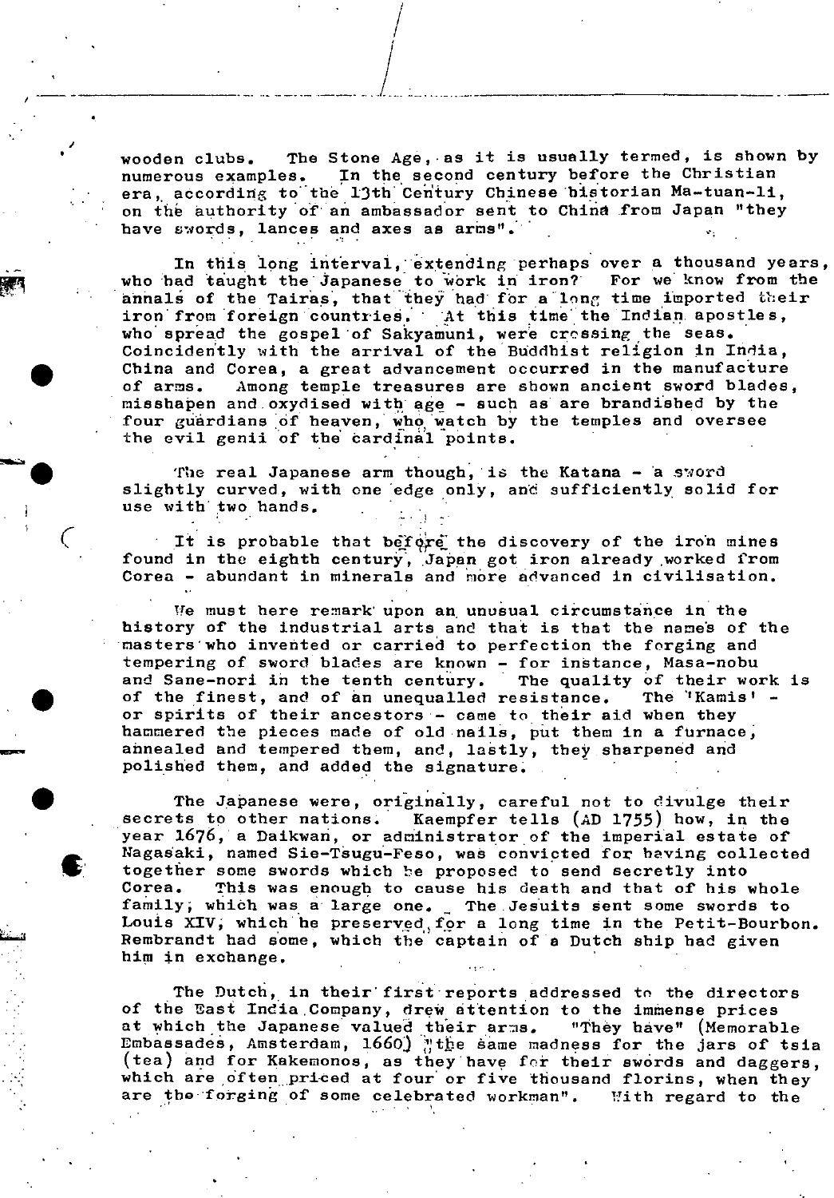wooden clubs. The Stone Age, as it is usually termed, is shown by numerous examples. In the second century before the Christian era, according to the 13th Century Chinese historian Ma-tuan-li, on the authority of an ambassador sent to China from Japan "they have swords, lances and axes as arms".

In this long interval, extending perhaps over a thousand years, who had taught the Japanese to work in iron? For we know from the annals of the Tairas, that they had for a long time imported their iron from foreign countries. At this time the Indian apostles, who spread the gospel of Sakyamuni, were crossing the seas. Coincidently with the arrival of the Buddhist religion in India, China and Corea, a great advancement occurred in the manufacture of arms. Among temple treasures are shown ancient sword blades, misshapen and oxydised with age - such as are brandished by the four guardians of heaven, who watch by the temples and oversee the evil genii of the cardinal points.

The real Japanese arm though, is the Katana - a sword slightly curved, with one edge only, and sufficiently solid for use with two hands.

It is probable that before the discovery of the iron mines found in the eighth century, Japan got iron already worked from Corea - abundant in minerals and more advanced in civilisation.

We must here remark upon an unusual circumstance in the history of the industrial arts and that is that the names of the masters who invented or carried to perfection the forging and tempering of sword blades are known - for instance, Masa-nobu and Sane-nori in the tenth century. The quality of their work is of the finest, and of an unequalled resistance. The 'Kamis' - or spirits of their ancestors - came to their aid when they hammered the pieces made of old nails, put them in a furnace, annealed and tempered them, and, lastly, they sharpened and polished them, and added the signature.

The Japanese were, originally, careful not to divulge their secrets to other nations. Kaempfer tells (AD 1755) how, in the year 1676, a Daikwan, or administrator of the imperial estate of Nagasaki, named Sie-Tsugu-Feso, was convicted for having collected together some swords which he proposed to send secretly into Corea. This was enough to cause his death and that of his whole family, which was a large one. The Jesuits sent some swords to Louis XIV, which he preserved for a long time in the Petit-Bourbon. Rembrandt had some, which the captain of a Dutch ship had given him in exchange.

The Dutch, in their first reports addressed to the directors of the East India Company, drew attention to the immense prices at which the Japanese valued their arms. "They have" (Memorable Embassades, Amsterdam, 1660) "the same madness for the jars of tsia (tea) and for Kakemonos, as they have for their swords and daggers, which are often priced at four or five thousand florins, when they are the forging of some celebrated workman". With regard to the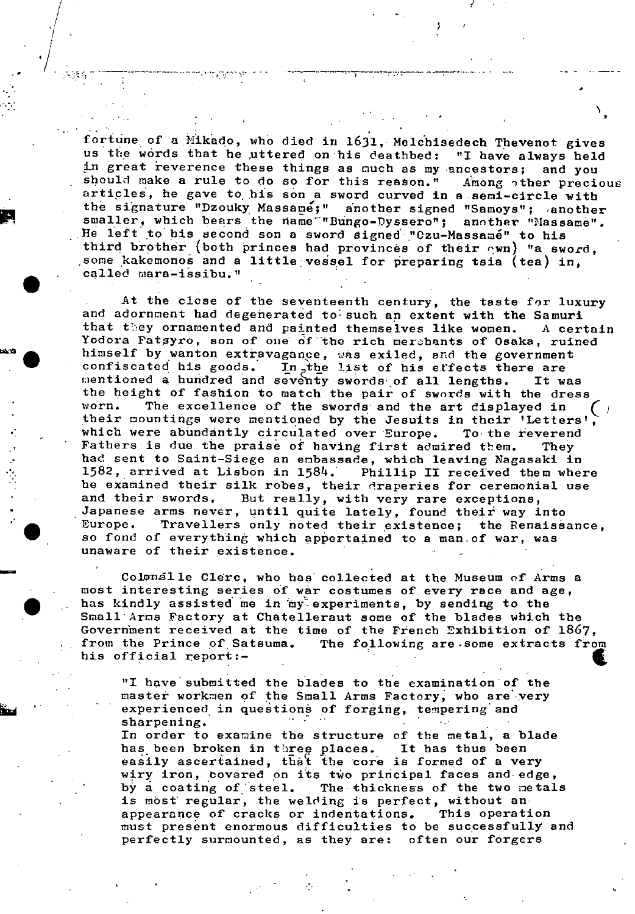fortune of a Mikado, who died in 1631, Melchisedech Thevenot gives us the words that he uttered on his deathbed: "I have always held in great reverence these things as much as my ancestors; and you should make a rule to do so for this reason." Among other precious articles, he gave to his son a sword curved in a semi-circle with the signature "Dzouky Massamé;" another signed "Samoys"; another smaller, which bears the name "Bungo-Dyssero"; another "Massame". He left to his second son a sword signed "Ozu-Massamé" to his third brother (both princes had provinces of their own) "a sword, some kakemonos and a little vessel for preparing tsia (tea) in, called mara-issibu."

At the close of the seventeenth century, the taste for luxury and adornment had degenerated to such an extent with the Samuri that they ornamented and painted themselves like women. A certain Yodora Fatsyro, son of one of the rich merchants of Osaka, ruined himself by wanton extravagance, was exiled, and the government confiscated his goods. In the list of his effects there are mentioned a hundred and seventy swords of all lengths. It was the height of fashion to match the pair of swords with the dress worn. The excellence of the swords and the art displayed in their mountings were mentioned by the Jesuits in their 'Letters', which were abundantly circulated over Europe. To the reverend Fathers is due the praise of having first admired them. They had sent to Saint-Siege an embassade, which leaving Nagasaki in 1582, arrived at Lisbon in 1584. Phillip II received them where he examined their silk robes, their draperies for ceremonial use and their swords. But really, with very rare exceptions, Japanese arms never, until quite lately, found their way into Europe. Travellers only noted their existence; the Renaissance, so fond of everything which appertained to a man of war, was unaware of their existence.

Colonel le Clerc, who has collected at the Museum of Arms a most interesting series of war costumes of every race and age, has kindly assisted me in my experiments, by sending to the Small Arms Factory at Chatellerault some of the blades which the Government received at the time of the French Exhibition of 1867, from the Prince of Satsuma. The following are some extracts from his official report:-

> "I have submitted the blades to the examination of the master workmen of the Small Arms Factory, who are very experienced in questions of forging, tempering and sharpening.
> In order to examine the structure of the metal, a blade has been broken in three places. It has thus been easily ascertained, that the core is formed of a very wiry iron, covered on its two principal faces and edge, by a coating of steel. The thickness of the two metals is most regular, the welding is perfect, without an appearance of cracks or indentations. This operation must present enormous difficulties to be successfully and perfectly surmounted, as they are: often our forgers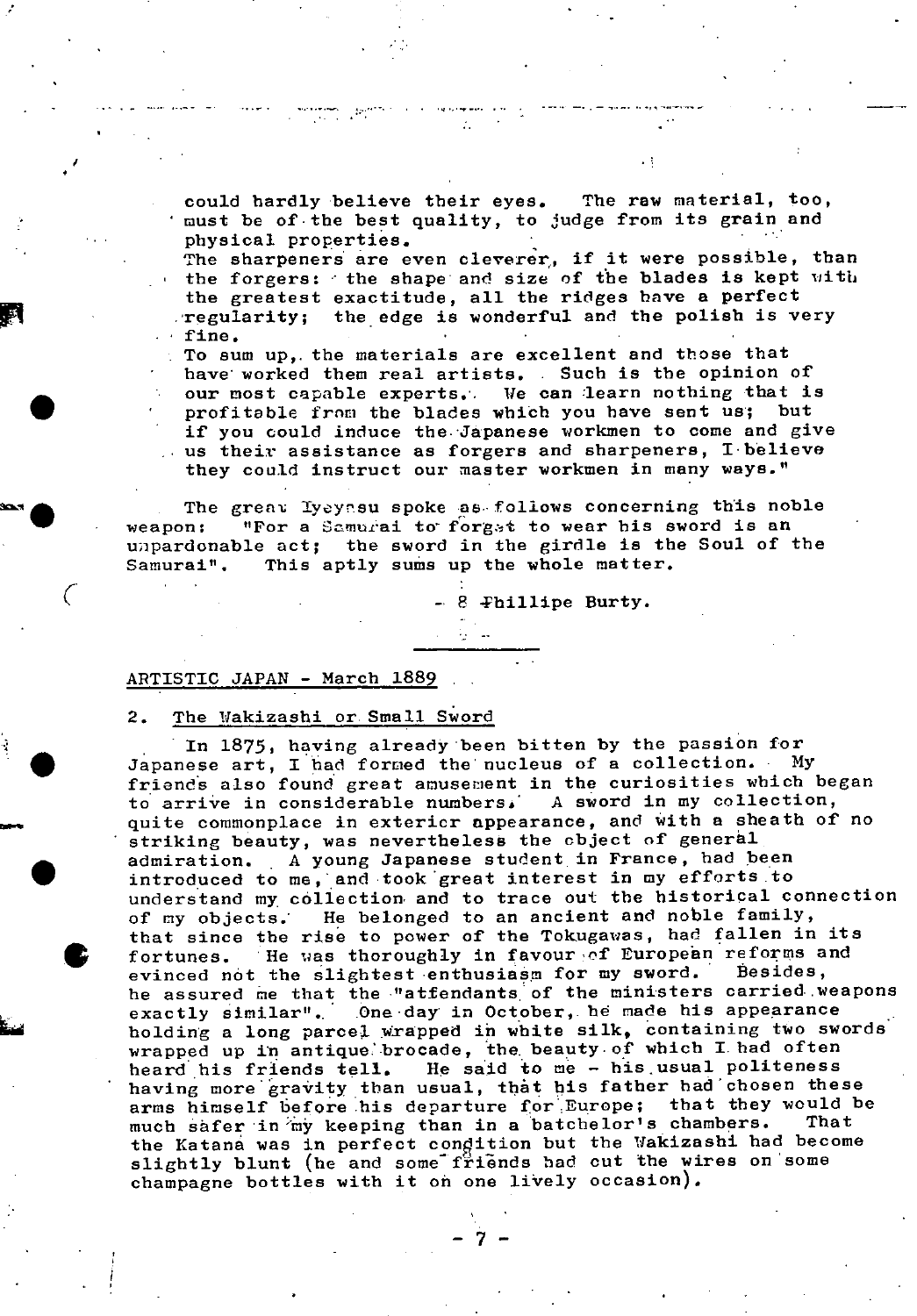could hardly believe their eyes. The raw material, too, must be of the best quality, to judge from its grain and physical properties.
The sharpeners are even cleverer, if it were possible, than the forgers: the shape and size of the blades is kept with the greatest exactitude, all the ridges have a perfect regularity; the edge is wonderful and the polish is very fine.
To sum up, the materials are excellent and those that have worked them real artists. Such is the opinion of our most capable experts. We can learn nothing that is profitable from the blades which you have sent us; but if you could induce the Japanese workmen to come and give us their assistance as forgers and sharpeners, I believe they could instruct our master workmen in many ways."

The great Iyeyasu spoke as follows concerning this noble weapon: "For a Samurai to forget to wear his sword is an unpardonable act; the sword in the girdle is the Soul of the Samurai". This aptly sums up the whole matter.

- 8 Phillipe Burty.

---

ARTISTIC JAPAN - March 1889

## 2. The Wakizashi or Small Sword

In 1875, having already been bitten by the passion for Japanese art, I had formed the nucleus of a collection. My friends also found great amusement in the curiosities which began to arrive in considerable numbers. A sword in my collection, quite commonplace in exterior appearance, and with a sheath of no striking beauty, was nevertheless the object of general admiration. A young Japanese student in France, had been introduced to me, and took great interest in my efforts to understand my collection and to trace out the historical connection of my objects. He belonged to an ancient and noble family, that since the rise to power of the Tokugawas, had fallen in its fortunes. He was thoroughly in favour of European reforms and evinced not the slightest enthusiasm for my sword. Besides, he assured me that the "attendants of the ministers carried weapons exactly similar". One day in October, he made his appearance holding a long parcel wrapped in white silk, containing two swords wrapped up in antique brocade, the beauty of which I had often heard his friends tell. He said to me - his usual politeness having more gravity than usual, that his father had chosen these arms himself before his departure for Europe; that they would be much safer in my keeping than in a batchelor's chambers. That the Katana was in perfect condition but the Wakizashi had become slightly blunt (he and some friends had cut the wires on some champagne bottles with it on one lively occasion).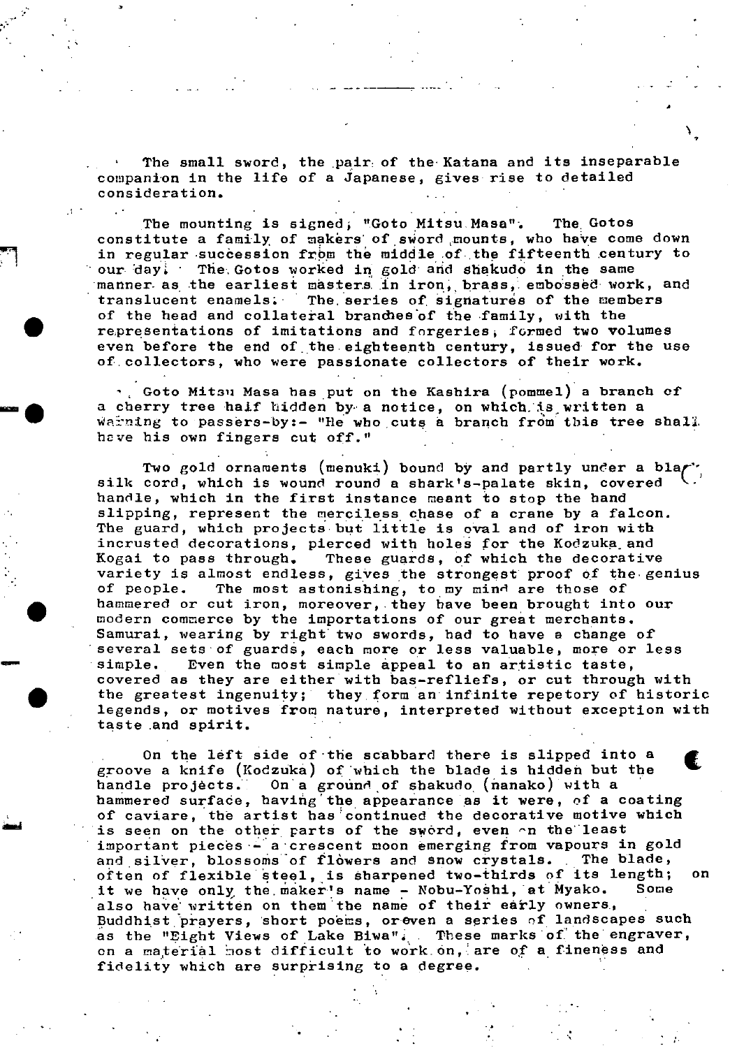The small sword, the pair of the Katana and its inseparable companion in the life of a Japanese, gives rise to detailed consideration.

The mounting is signed, "Goto Mitsu Masa". The Gotos constitute a family of makers of sword mounts, who have come down in regular succession from the middle of the fifteenth century to our day. The Gotos worked in gold and shakudo in the same manner as the earliest masters in iron, brass, embossed work, and translucent enamels. The series of signatures of the members of the head and collateral branches of the family, with the representations of imitations and forgeries, formed two volumes even before the end of the eighteenth century, issued for the use of collectors, who were passionate collectors of their work.

Goto Mitsu Masa has put on the Kashira (pommel) a branch of a cherry tree half hidden by a notice, on which is written a warning to passers-by:- "He who cuts a branch from this tree shall have his own fingers cut off."

Two gold ornaments (menuki) bound by and partly under a black silk cord, which is wound round a shark's-palate skin, covered handle, which in the first instance meant to stop the hand slipping, represent the merciless chase of a crane by a falcon. The guard, which projects but little is oval and of iron with incrusted decorations, pierced with holes for the Kodzuka and Kogai to pass through. These guards, of which the decorative variety is almost endless, gives the strongest proof of the genius of people. The most astonishing, to my mind are those of hammered or cut iron, moreover, they have been brought into our modern commerce by the importations of our great merchants. Samurai, wearing by right two swords, had to have a change of several sets of guards, each more or less valuable, more or less simple. Even the most simple appeal to an artistic taste, covered as they are either with bas-refliefs, or cut through with the greatest ingenuity; they form an infinite repetory of historic legends, or motives from nature, interpreted without exception with taste and spirit.

On the left side of the scabbard there is slipped into a groove a knife (Kodzuka) of which the blade is hidden but the handle projects. On a ground of shakudo (nanako) with a hammered surface, having the appearance as it were, of a coating of caviare, the artist has continued the decorative motive which is seen on the other parts of the sword, even on the least important pieces - a crescent moon emerging from vapours in gold and silver, blossoms of flowers and snow crystals. The blade, often of flexible steel, is sharpened two-thirds of its length; on it we have only the maker's name - Nobu-Yoshi, at Myako. Some also have written on them the name of their early owners, Buddhist prayers, short poems, oreven a series of landscapes such as the "Eight Views of Lake Biwa". These marks of the engraver, on a material most difficult to work on, are of a fineness and fidelity which are surprising to a degree.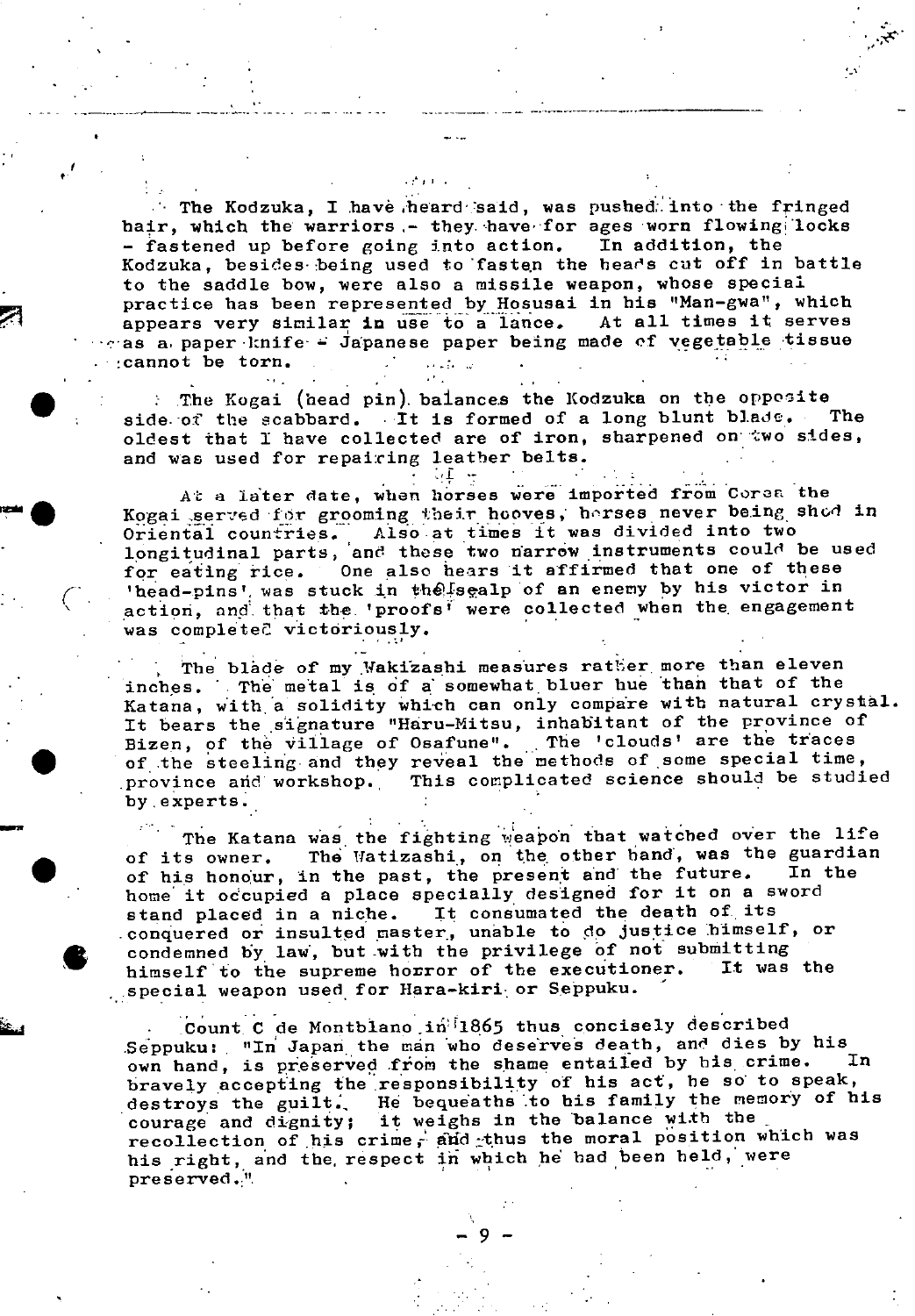The Kodzuka, I have heard said, was pushed into the fringed hair, which the warriors - they have for ages worn flowing locks - fastened up before going into action. In addition, the Kodzuka, besides being used to fasten the heads cut off in battle to the saddle bow, were also a missile weapon, whose special practice has been represented by Hosusai in his "Man-gwa", which appears very similar in use to a lance. At all times it serves as a paper knife - Japanese paper being made of vegetable tissue cannot be torn.

The Kogai (head pin) balances the Kodzuka on the opposite side of the scabbard. It is formed of a long blunt blade. The oldest that I have collected are of iron, sharpened on two sides, and was used for repairing leather belts.

At a later date, when horses were imported from Corea the Kogai served for grooming their hooves, horses never being shod in Oriental countries. Also at times it was divided into two longitudinal parts, and these two narrow instruments could be used for eating rice. One also hears it affirmed that one of these 'head-pins' was stuck in the scalp of an enemy by his victor in action, and that the 'proofs' were collected when the engagement was completed victoriously.

The blade of my Wakizashi measures rather more than eleven inches. The metal is of a somewhat bluer hue than that of the Katana, with a solidity which can only compare with natural crystal. It bears the signature "Haru-Mitsu, inhabitant of the province of Bizen, of the village of Osafune". The 'clouds' are the traces of the steeling and they reveal the methods of some special time, province and workshop. This complicated science should be studied by experts.

The Katana was the fighting weapon that watched over the life of its owner. The Watizashi, on the other hand, was the guardian of his honour, in the past, the present and the future. In the home it occupied a place specially designed for it on a sword stand placed in a niche. It consumated the death of its conquered or insulted master, unable to do justice himself, or condemned by law, but with the privilege of not submitting himself to the supreme horror of the executioner. It was the special weapon used for Hara-kiri or Seppuku.

Count C de Montblano in 1865 thus concisely described Seppuku: "In Japan the man who deserves death, and dies by his own hand, is preserved from the shame entailed by his crime. In bravely accepting the responsibility of his act, he so to speak, destroys the guilt. He bequeaths to his family the memory of his courage and dignity; it weighs in the balance with the recollection of his crime, and thus the moral position which was his right, and the respect in which he had been held, were preserved."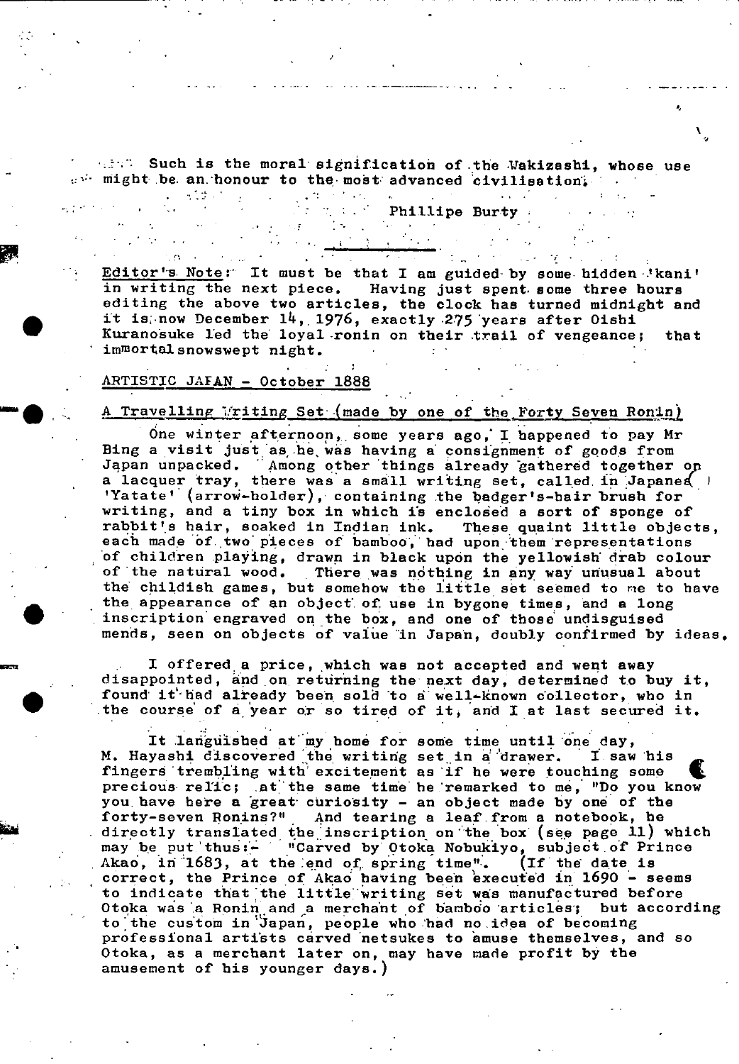Such is the moral signification of the Wakizashi, whose use might be an honour to the most advanced civilisation.

Phillipe Burty

---

Editor's Note: It must be that I am guided by some hidden 'kani' in writing the next piece. Having just spent some three hours editing the above two articles, the clock has turned midnight and it is now December 14, 1976, exactly 275 years after Oishi Kuranosuke led the loyal ronin on their trail of vengeance; that immortal snowswept night.

ARTISTIC JAPAN - October 1888

A Travelling Writing Set (made by one of the Forty Seven Ronin)

One winter afternoon, some years ago, I happened to pay Mr Bing a visit just as he was having a consignment of goods from Japan unpacked. Among other things already gathered together on a lacquer tray, there was a small writing set, called in Japanese 'Yatate' (arrow-holder), containing the badger's-hair brush for writing, and a tiny box in which is enclosed a sort of sponge of rabbit's hair, soaked in Indian ink. These quaint little objects, each made of two pieces of bamboo, had upon them representations of children playing, drawn in black upon the yellowish drab colour of the natural wood. There was nothing in any way unusual about the childish games, but somehow the little set seemed to me to have the appearance of an object of use in bygone times, and a long inscription engraved on the box, and one of those undisguised mends, seen on objects of value in Japan, doubly confirmed by ideas.

I offered a price, which was not accepted and went away disappointed, and on returning the next day, determined to buy it, found it had already been sold to a well-known collector, who in the course of a year or so tired of it, and I at last secured it.

It languished at my home for some time until one day, M. Hayashi discovered the writing set in a drawer. I saw his fingers trembling with excitement as if he were touching some precious relic; at the same time he remarked to me, "Do you know you have here a great curiosity - an object made by one of the forty-seven Ronins?" And tearing a leaf from a notebook, he directly translated the inscription on the box (see page 11) which may be put thus:- "Carved by Otoka Nobukiyo, subject of Prince Akao, in 1683, at the end of spring time". (If the date is correct, the Prince of Akao having been executed in 1690 - seems to indicate that the little writing set was manufactured before Otoka was a Ronin and a merchant of bamboo articles; but according to the custom in Japan, people who had no idea of becoming professional artists carved netsukes to amuse themselves, and so Otoka, as a merchant later on, may have made profit by the amusement of his younger days.)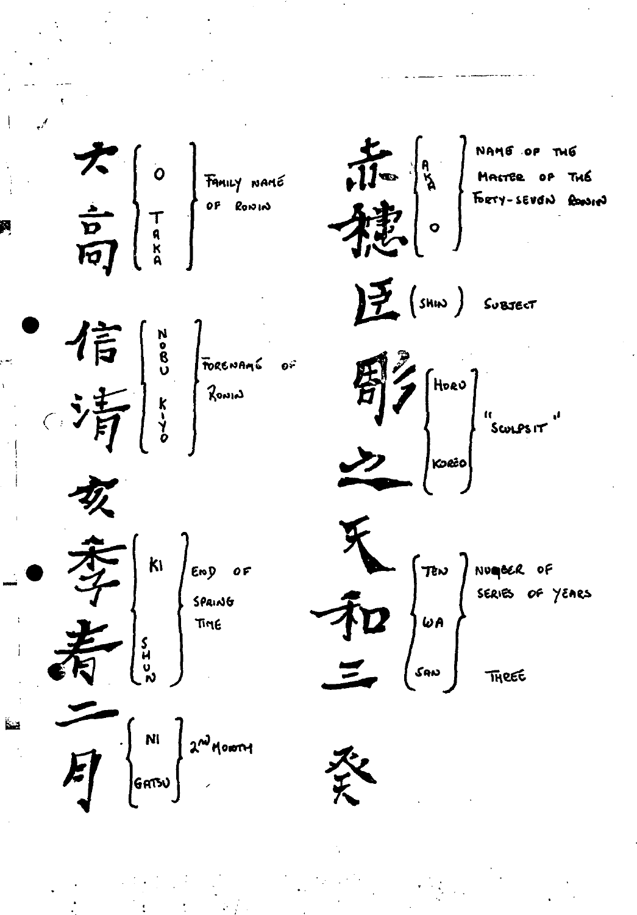| Character | Reading | Meaning |
| --- | --- | --- |
| 大 | O | Family name of Ronin |
| 高 | TAKA | |
| 信 | NOBU | Forename of Ronin |
| 清 | KIYO | |
| 亥 | | |
| 季 | KI | End of spring time |
| 春 | SHUN | |
| 二 | NI | 2nd month |
| 月 | GATSU | |

| Character | Reading | Meaning |
| --- | --- | --- |
| 赤 | AKA | Name of the master of the forty-seven Ronin |
| 穂 | O | |
| 臣 | (SHIN) | Subject |
| 彫 | HORU | "Sculpsit" |
| 之 | KOREO | |
| 天 | TEN | Number of series of years |
| 和 | WA | |
| 三 | SAN | Three |
| 癸 | | |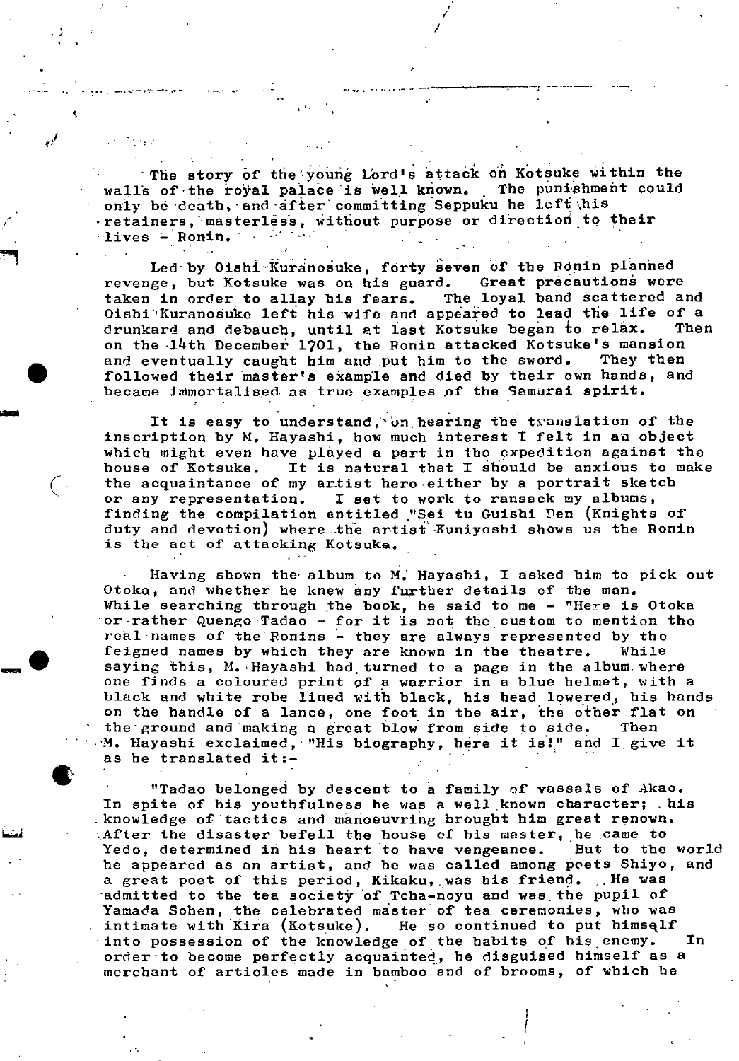The story of the young Lord's attack on Kotsuke within the walls of the royal palace is well known. The punishment could only be death, and after committing Seppuku he left his retainers, masterless, without purpose or direction to their lives - Ronin.

Led by Oishi Kuranosuke, forty seven of the Ronin planned revenge, but Kotsuke was on his guard. Great precautions were taken in order to allay his fears. The loyal band scattered and Oishi Kuranosuke left his wife and appeared to lead the life of a drunkard and debauch, until at last Kotsuke began to relax. Then on the 14th December 1701, the Ronin attacked Kotsuke's mansion and eventually caught him and put him to the sword. They then followed their master's example and died by their own hands, and became immortalised as true examples of the Samurai spirit.

It is easy to understand, on hearing the translation of the inscription by M. Hayashi, how much interest I felt in an object which might even have played a part in the expedition against the house of Kotsuke. It is natural that I should be anxious to make the acquaintance of my artist hero either by a portrait sketch or any representation. I set to work to ransack my albums, finding the compilation entitled "Sei tu Guishi Den (Knights of duty and devotion) where the artist Kuniyoshi shows us the Ronin is the act of attacking Kotsuka.

Having shown the album to M. Hayashi, I asked him to pick out Otoka, and whether he knew any further details of the man. While searching through the book, he said to me - "Here is Otoka or rather Quengo Tadao - for it is not the custom to mention the real names of the Ronins - they are always represented by the feigned names by which they are known in the theatre. While saying this, M. Hayashi had turned to a page in the album where one finds a coloured print of a warrior in a blue helmet, with a black and white robe lined with black, his head lowered, his hands on the handle of a lance, one foot in the air, the other flat on the ground and making a great blow from side to side. Then M. Hayashi exclaimed, "His biography, here it is!" and I give it as he translated it:-

"Tadao belonged by descent to a family of vassals of Akao. In spite of his youthfulness he was a well known character; his knowledge of tactics and manoeuvring brought him great renown. After the disaster befell the house of his master, he came to Yedo, determined in his heart to have vengeance. But to the world he appeared as an artist, and he was called among poets Shiyo, and a great poet of this period, Kikaku, was his friend. He was admitted to the tea society of Tcha-noyu and was the pupil of Yamada Sohen, the celebrated master of tea ceremonies, who was intimate with Kira (Kotsuke). He so continued to put himself into possession of the knowledge of the habits of his enemy. In order to become perfectly acquainted, he disguised himself as a merchant of articles made in bamboo and of brooms, of which he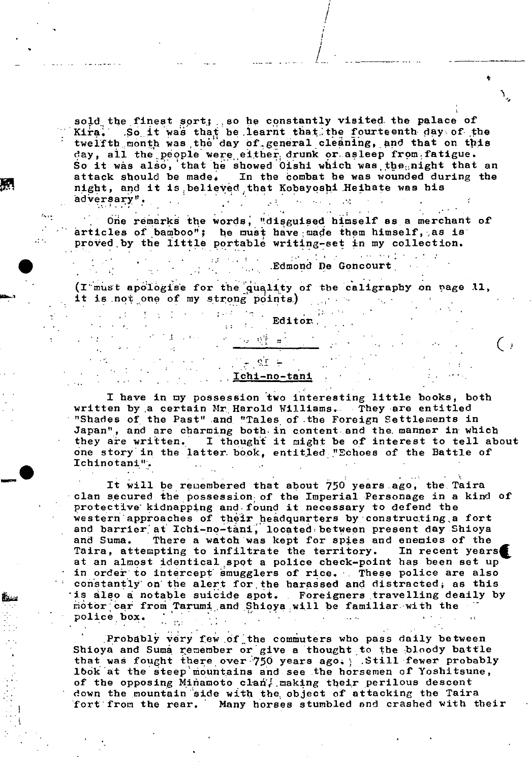sold the finest sort; so he constantly visited the palace of Kira. So it was that he learnt that the fourteenth day of the twelfth month was the day of general cleaning, and that on this day, all the people were either drunk or asleep from fatigue. So it was also, that he showed Oishi which was the night that an attack should be made. In the combat he was wounded during the night, and it is believed that Kobayoshi Heibate was his adversary".

One remarks the words, "disguised himself as a merchant of articles of bamboo"; he must have made them himself, as is proved by the little portable writing-set in my collection.

Edmond De Goncourt

(I must apologise for the quality of the caligraphy on page 11, it is not one of my strong points)

Editor

---

## Ichi-no-tani

I have in my possession two interesting little books, both written by a certain Mr Harold Williams. They are entitled "Shades of the Past" and "Tales of the Foreign Settlements in Japan", and are charming both in content and the manner in which they are written. I thought it might be of interest to tell about one story in the latter book, entitled "Echoes of the Battle of Ichinotani".

It will be remembered that about 750 years ago, the Taira clan secured the possession of the Imperial Personage in a kind of protective kidnapping and found it necessary to defend the western approaches of their headquarters by constructing a fort and barrier at Ichi-no-tani, located between present day Shioya and Suma. There a watch was kept for spies and enemies of the Taira, attempting to infiltrate the territory. In recent years at an almost identical spot a police check-point has been set up in order to intercept smugglers of rice. These police are also constantly on the alert for the harassed and distracted; as this is also a notable suicide spot. Foreigners travelling deaily by motor car from Tarumi and Shioya will be familiar with the police box.

Probably very few of the commuters who pass daily between Shioya and Suma remember or give a thought to the bloody battle that was fought there over 750 years ago. Still fewer probably look at the steep mountains and see the horsemen of Yoshitsune, of the opposing Minamoto clan, making their perilous descent down the mountain side with the object of attacking the Taira fort from the rear. Many horses stumbled and crashed with their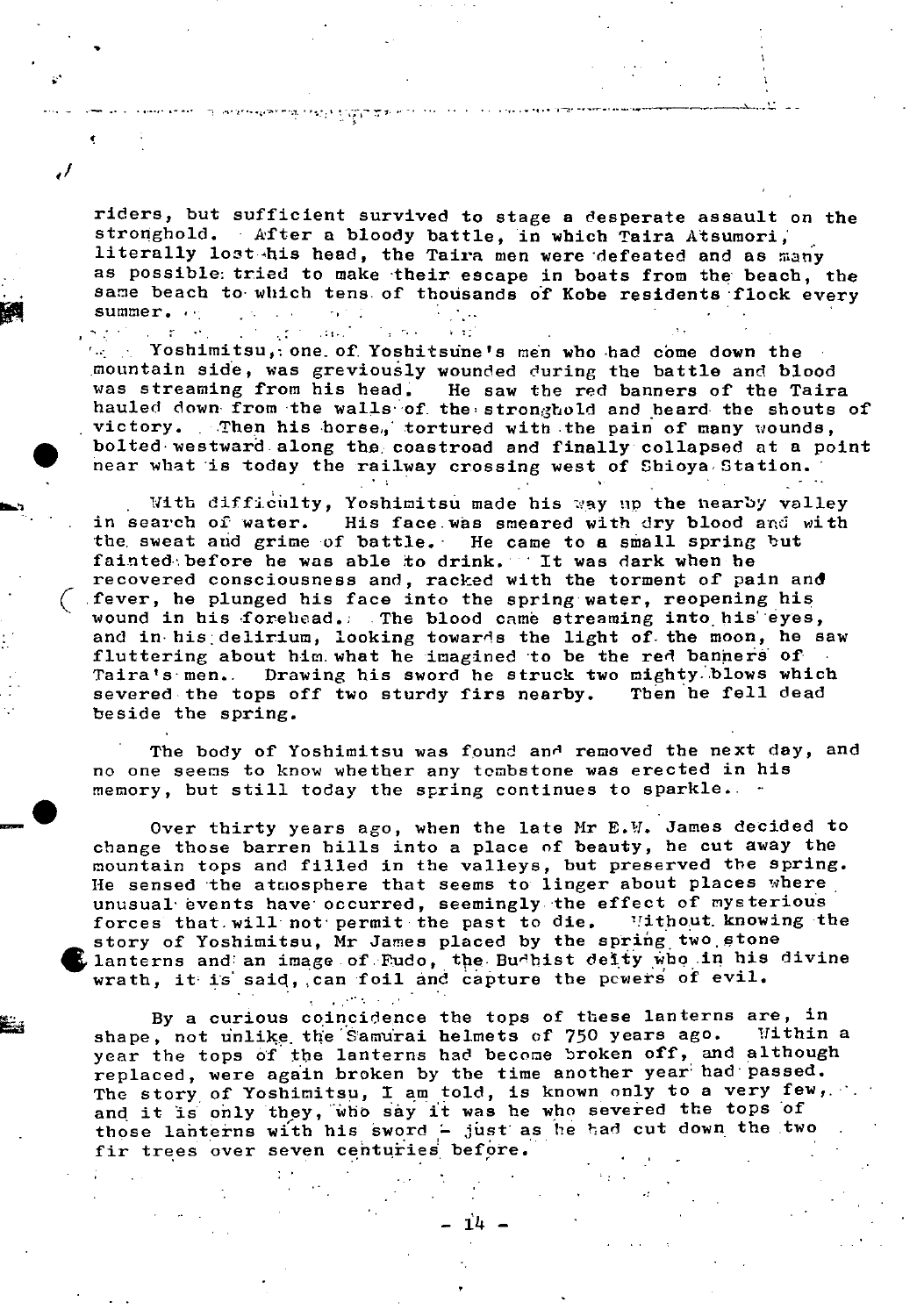riders, but sufficient survived to stage a desperate assault on the stronghold. After a bloody battle, in which Taira Atsumori, literally lost his head, the Taira men were defeated and as many as possible tried to make their escape in boats from the beach, the same beach to which tens of thousands of Kobe residents flock every summer.

Yoshimitsu, one of Yoshitsune's men who had come down the mountain side, was greviously wounded during the battle and blood was streaming from his head. He saw the red banners of the Taira hauled down from the walls of the stronghold and heard the shouts of victory. Then his horse, tortured with the pain of many wounds, bolted westward along the coastroad and finally collapsed at a point near what is today the railway crossing west of Shioya Station.

With difficulty, Yoshimitsu made his way up the nearby valley in search of water. His face was smeared with dry blood and with the sweat and grime of battle. He came to a small spring but fainted before he was able to drink. It was dark when he recovered consciousness and, racked with the torment of pain and fever, he plunged his face into the spring water, reopening his wound in his forehead. The blood came streaming into his eyes, and in his delirium, looking towards the light of the moon, he saw fluttering about him what he imagined to be the red banners of Taira's men. Drawing his sword he struck two mighty blows which severed the tops off two sturdy firs nearby. Then he fell dead beside the spring.

The body of Yoshimitsu was found and removed the next day, and no one seems to know whether any tombstone was erected in his memory, but still today the spring continues to sparkle.

Over thirty years ago, when the late Mr E.W. James decided to change those barren hills into a place of beauty, he cut away the mountain tops and filled in the valleys, but preserved the spring. He sensed the atmosphere that seems to linger about places where unusual events have occurred, seemingly the effect of mysterious forces that will not permit the past to die. Without knowing the story of Yoshimitsu, Mr James placed by the spring two stone lanterns and an image of Fudo, the Buddhist deity who in his divine wrath, it is said, can foil and capture the powers of evil.

By a curious coincidence the tops of these lanterns are, in shape, not unlike the Samurai helmets of 750 years ago. Within a year the tops of the lanterns had become broken off, and although replaced, were again broken by the time another year had passed. The story of Yoshimitsu, I am told, is known only to a very few, and it is only they, who say it was he who severed the tops of those lanterns with his sword - just as he had cut down the two fir trees over seven centuries before.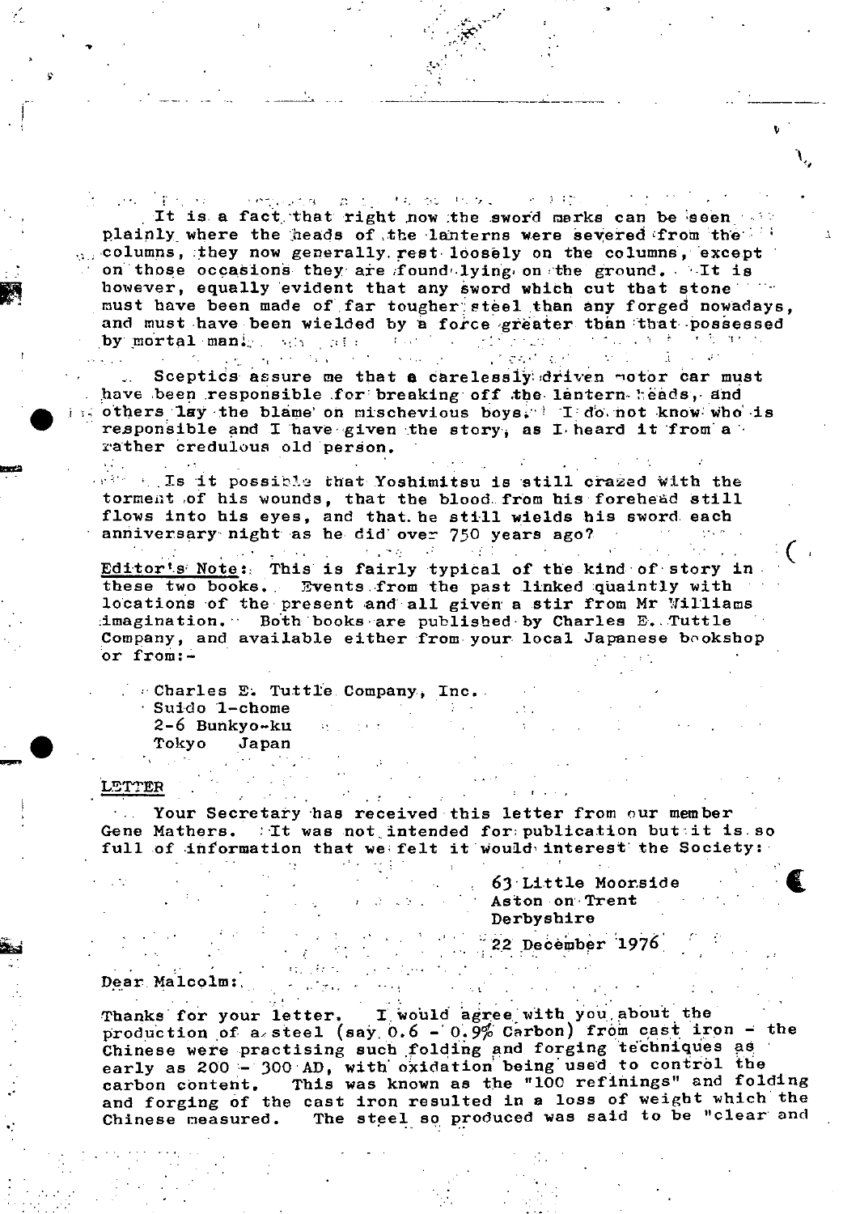It is a fact that right now the sword marks can be seen plainly where the heads of the lanterns were severed from the columns, they now generally rest loosely on the columns, except on those occasions they are found lying on the ground. It is however, equally evident that any sword which cut that stone must have been made of far tougher steel than any forged nowadays, and must have been wielded by a force greater than that possessed by mortal man.

Sceptics assure me that a carelessly driven motor car must have been responsible for breaking off the lantern heads, and others lay the blame on mischevious boys. I do not know who is responsible and I have given the story, as I heard it from a rather credulous old person.

Is it possible that Yoshimitsu is still crazed with the torment of his wounds, that the blood from his forehead still flows into his eyes, and that he still wields his sword each anniversary night as he did over 750 years ago?

Editor's Note: This is fairly typical of the kind of story in these two books. Events from the past linked quaintly with locations of the present and all given a stir from Mr Williams imagination. Both books are published by Charles E. Tuttle Company, and available either from your local Japanese bookshop or from:-

Charles E. Tuttle Company, Inc.
Suido 1-chome
2-6 Bunkyo-ku
Tokyo Japan

## LETTER

Your Secretary has received this letter from our member Gene Mathers. It was not intended for publication but it is so full of information that we felt it would interest the Society:

63 Little Moorside
Aston on Trent
Derbyshire

22 December 1976

Dear Malcolm:

Thanks for your letter. I would agree with you about the production of a steel (say 0.6 - 0.9% Carbon) from cast iron - the Chinese were practising such folding and forging techniques as early as 200 - 300 AD, with oxidation being used to control the carbon content. This was known as the "100 refinings" and folding and forging of the cast iron resulted in a loss of weight which the Chinese measured. The steel so produced was said to be "clear and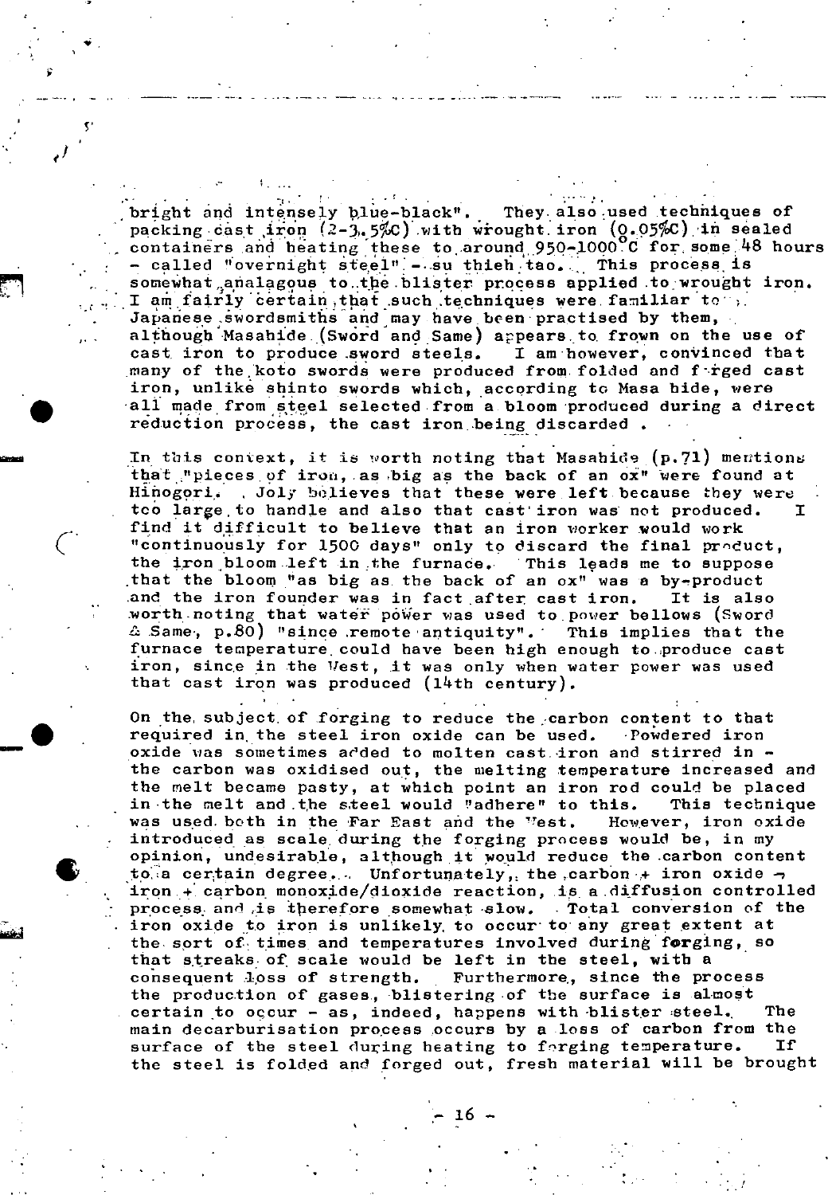bright and intensely blue-black". They also used techniques of packing cast iron (2-3.5%C) with wrought iron (0.05%C) in sealed containers and heating these to around 950-1000°C for some 48 hours - called "overnight steel" - su thieh tao. This process is somewhat analagous to the blister process applied to wrought iron. I am fairly certain that such techniques were familiar to Japanese swordsmiths and may have been practised by them, although Masahide (Sword and Same) appears to frown on the use of cast iron to produce sword steels. I am however, convinced that many of the koto swords were produced from folded and forged cast iron, unlike shinto swords which, according to Masa hide, were all made from steel selected from a bloom produced during a direct reduction process, the cast iron being discarded.

In this context, it is worth noting that Masahide (p.71) mentions that "pieces of iron, as big as the back of an ox" were found at Hinogori. Joly believes that these were left because they were too large to handle and also that cast iron was not produced. I find it difficult to believe that an iron worker would work "continuously for 1500 days" only to discard the final product, the iron bloom left in the furnace. This leads me to suppose that the bloom "as big as the back of an ox" was a by-product and the iron founder was in fact after cast iron. It is also worth noting that water power was used to power bellows (Sword & Same, p.80) "since remote antiquity". This implies that the furnace temperature could have been high enough to produce cast iron, since in the West, it was only when water power was used that cast iron was produced (14th century).

On the subject of forging to reduce the carbon content to that required in the steel iron oxide can be used. Powdered iron oxide was sometimes added to molten cast iron and stirred in - the carbon was oxidised out, the melting temperature increased and the melt became pasty, at which point an iron rod could be placed in the melt and the steel would "adhere" to this. This technique was used both in the Far East and the West. However, iron oxide introduced as scale during the forging process would be, in my opinion, undesirable, although it would reduce the carbon content to a certain degree. Unfortunately, the carbon + iron oxide → iron + carbon monoxide/dioxide reaction, is a diffusion controlled process and is therefore somewhat slow. Total conversion of the iron oxide to iron is unlikely to occur to any great extent at the sort of times and temperatures involved during forging, so that streaks of scale would be left in the steel, with a consequent loss of strength. Furthermore, since the process the production of gases, blistering of the surface is almost certain to occur - as, indeed, happens with blister steel. The main decarburisation process occurs by a loss of carbon from the surface of the steel during heating to forging temperature. If the steel is folded and forged out, fresh material will be brought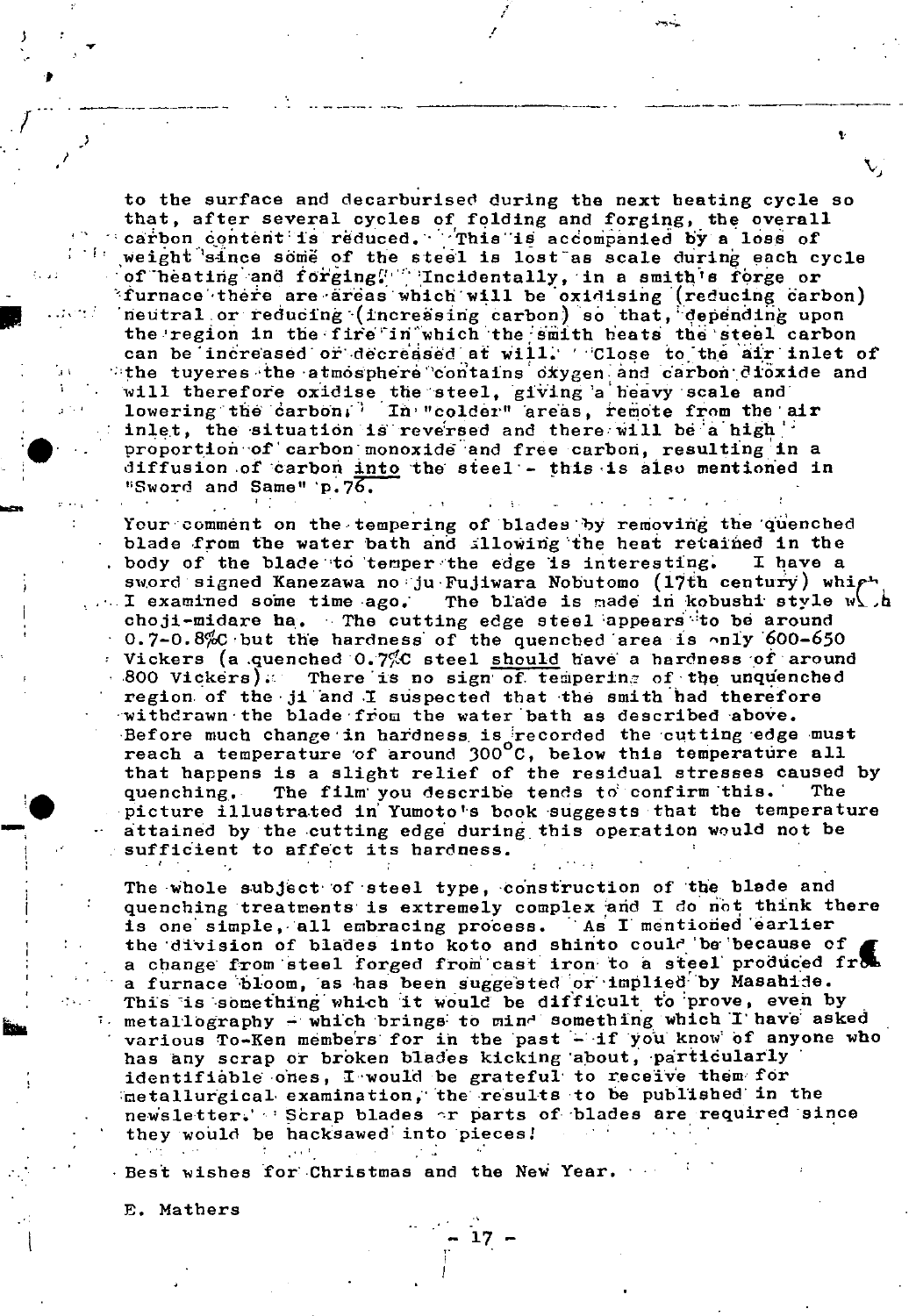to the surface and decarburised during the next heating cycle so that, after several cycles of folding and forging, the overall carbon content is reduced. This is accompanied by a loss of weight since some of the steel is lost as scale during each cycle of heating and forging. Incidentally, in a smith's forge or furnace there are areas which will be oxidising (reducing carbon) neutral or reducing (increasing carbon) so that, depending upon the region in the fire in which the smith heats the steel carbon can be increased or decreased at will. Close to the air inlet of the tuyeres the atmosphere contains oxygen and carbon dioxide and will therefore oxidise the steel, giving a heavy scale and lowering the carbon. In "colder" areas, remote from the air inlet, the situation is reversed and there will be a high proportion of carbon monoxide and free carbon, resulting in a diffusion of carbon <u>into</u> the steel - this is also mentioned in "Sword and Same" p.76.

Your comment on the tempering of blades by removing the quenched blade from the water bath and allowing the heat retained in the body of the blade to temper the edge is interesting. I have a sword signed Kanezawa no ju Fujiwara Nobutomo (17th century) which I examined some time ago. The blade is made in kobushi style with choji-midare ha. The cutting edge steel appears to be around 0.7-0.8%C but the hardness of the quenched area is only 600-650 Vickers (a quenched 0.7%C steel <u>should</u> have a hardness of around 800 Vickers). There is no sign of tempering of the unquenched region of the ji and I suspected that the smith had therefore withdrawn the blade from the water bath as described above. Before much change in hardness is recorded the cutting edge must reach a temperature of around 300°C, below this temperature all that happens is a slight relief of the residual stresses caused by quenching. The film you describe tends to confirm this. The picture illustrated in Yumoto's book suggests that the temperature attained by the cutting edge during this operation would not be sufficient to affect its hardness.

The whole subject of steel type, construction of the blade and quenching treatments is extremely complex and I do not think there is one simple, all embracing process. As I mentioned earlier the division of blades into koto and shinto could be because of a change from steel forged from cast iron to a steel produced from a furnace bloom, as has been suggested or implied by Masahide. This is something which it would be difficult to prove, even by metallography - which brings to mind something which I have asked various To-Ken members for in the past - if you know of anyone who has any scrap or broken blades kicking about, particularly identifiable ones, I would be grateful to receive them for metallurgical examination, the results to be published in the newsletter. Scrap blades or parts of blades are required since they would be hacksawed into pieces!

Best wishes for Christmas and the New Year.

E. Mathers